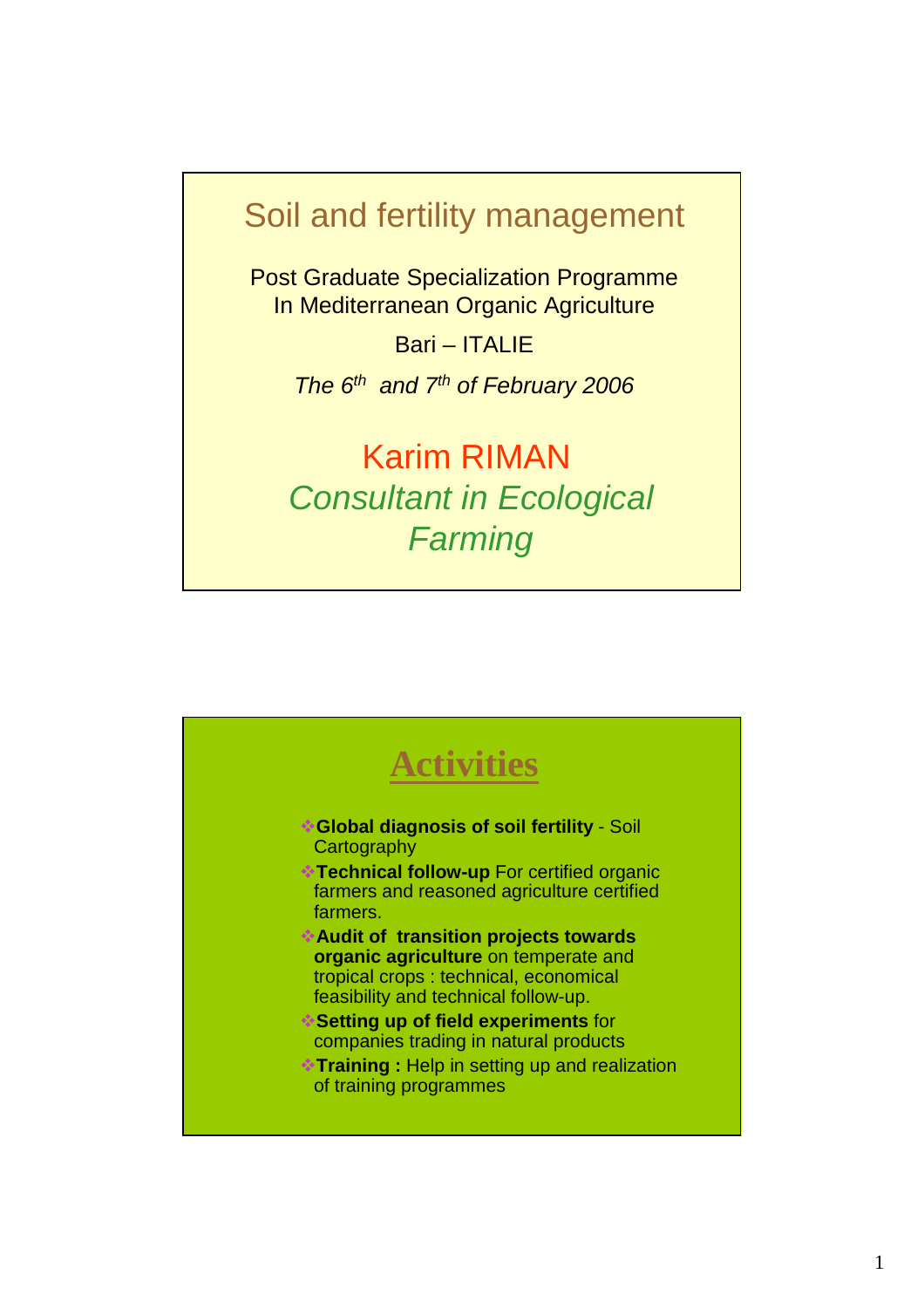# Soil and fertility management

Post Graduate Specialization Programme
In Mediterranean Organic Agriculture

Bari – ITALIE

*The 6th and 7th of February 2006*

Karim RIMAN
*Consultant in Ecological Farming*

## Activities

- **Global diagnosis of soil fertility** - Soil Cartography
- **Technical follow-up** For certified organic farmers and reasoned agriculture certified farmers.
- **Audit of transition projects towards organic agriculture** on temperate and tropical crops : technical, economical feasibility and technical follow-up.
- **Setting up of field experiments** for companies trading in natural products
- **Training :** Help in setting up and realization of training programmes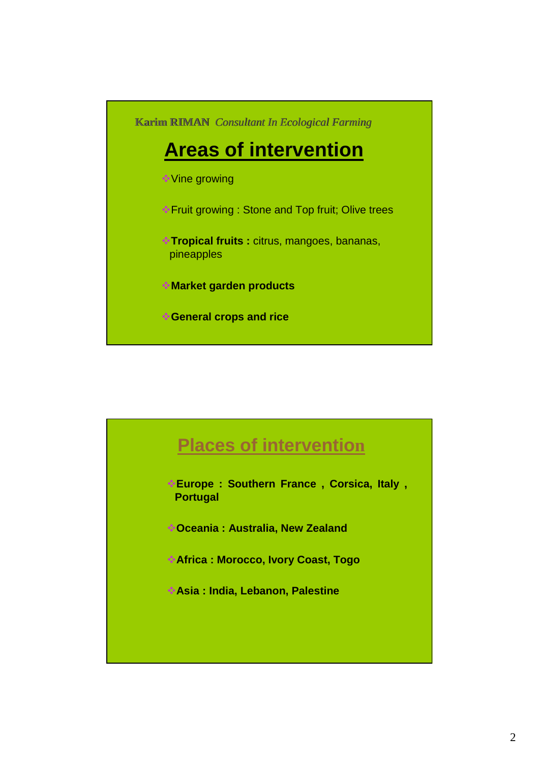**Karim RIMAN** *Consultant In Ecological Farming*

## Areas of intervention

- Vine growing
- Fruit growing : Stone and Top fruit; Olive trees
- **Tropical fruits :** citrus, mangoes, bananas, pineapples
- **Market garden products**
- **General crops and rice**

## Places of intervention

- **Europe : Southern France , Corsica, Italy , Portugal**
- **Oceania : Australia, New Zealand**
- **Africa : Morocco, Ivory Coast, Togo**
- **Asia : India, Lebanon, Palestine**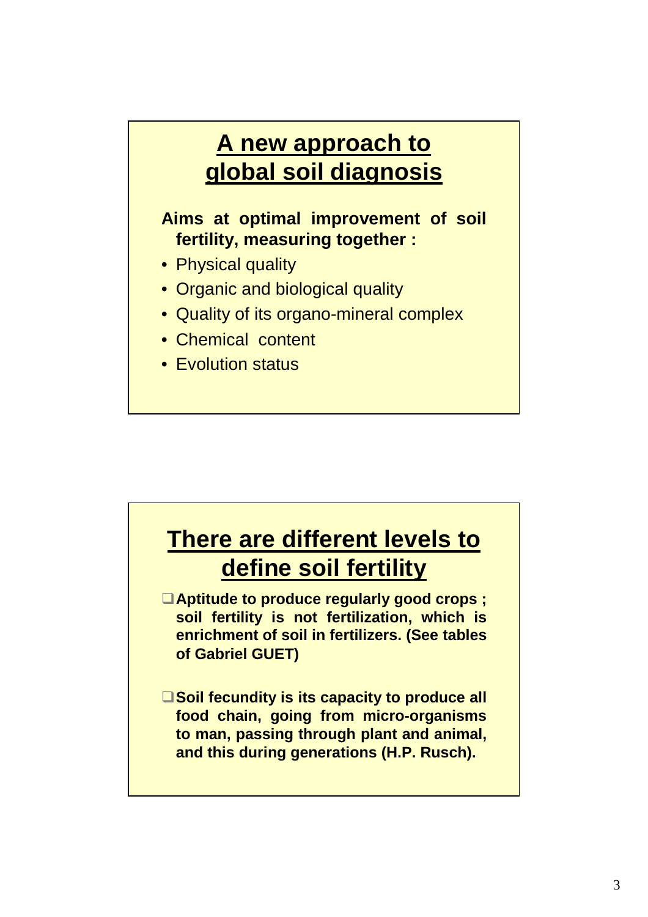## A new approach to global soil diagnosis

**Aims at optimal improvement of soil fertility, measuring together :**

- Physical quality
- Organic and biological quality
- Quality of its organo-mineral complex
- Chemical content
- Evolution status

## There are different levels to define soil fertility

- **Aptitude to produce regularly good crops ; soil fertility is not fertilization, which is enrichment of soil in fertilizers. (See tables of Gabriel GUET)**
- **Soil fecundity is its capacity to produce all food chain, going from micro-organisms to man, passing through plant and animal, and this during generations (H.P. Rusch).**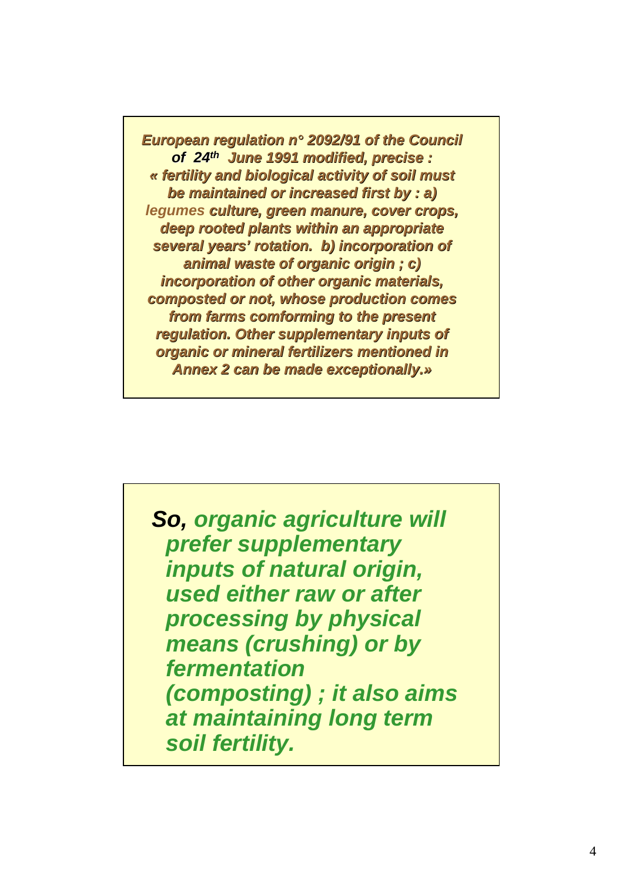*European regulation n° 2092/91 of the Council of 24th June 1991 modified, precise : « fertility and biological activity of soil must be maintained or increased first by : a) legumes culture, green manure, cover crops, deep rooted plants within an appropriate several years' rotation. b) incorporation of animal waste of organic origin ; c) incorporation of other organic materials, composted or not, whose production comes from farms comforming to the present regulation. Other supplementary inputs of organic or mineral fertilizers mentioned in Annex 2 can be made exceptionally.»*

***So,** organic agriculture will prefer supplementary inputs of natural origin, used either raw or after processing by physical means (crushing) or by fermentation (composting) ; it also aims at maintaining long term soil fertility.*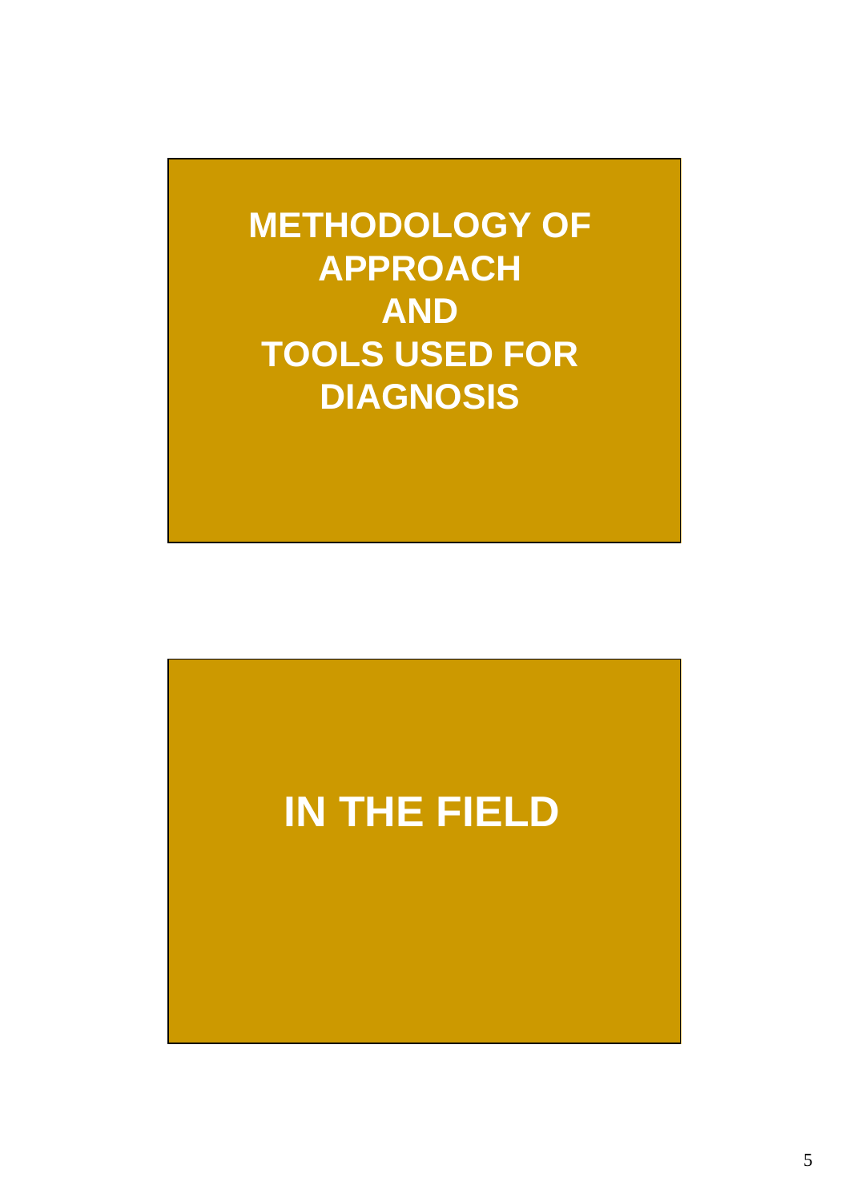# METHODOLOGY OF APPROACH AND TOOLS USED FOR DIAGNOSIS

# IN THE FIELD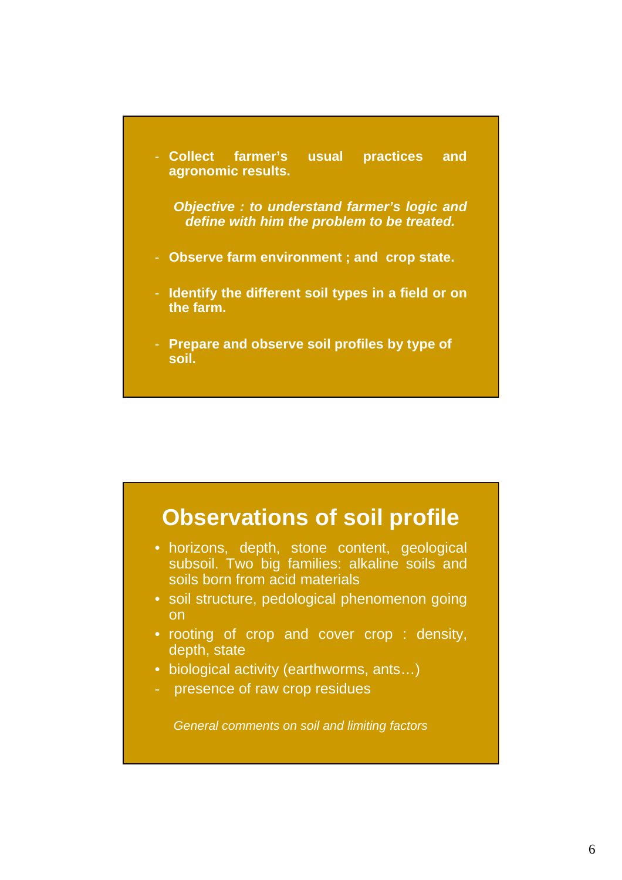- **Collect farmer's usual practices and agronomic results.**

  ***Objective : to understand farmer's logic and define with him the problem to be treated.***

- **Observe farm environment ; and crop state.**
- **Identify the different soil types in a field or on the farm.**
- **Prepare and observe soil profiles by type of soil.**

## Observations of soil profile

- horizons, depth, stone content, geological subsoil. Two big families: alkaline soils and soils born from acid materials
- soil structure, pedological phenomenon going on
- rooting of crop and cover crop : density, depth, state
- biological activity (earthworms, ants…)
- presence of raw crop residues

*General comments on soil and limiting factors*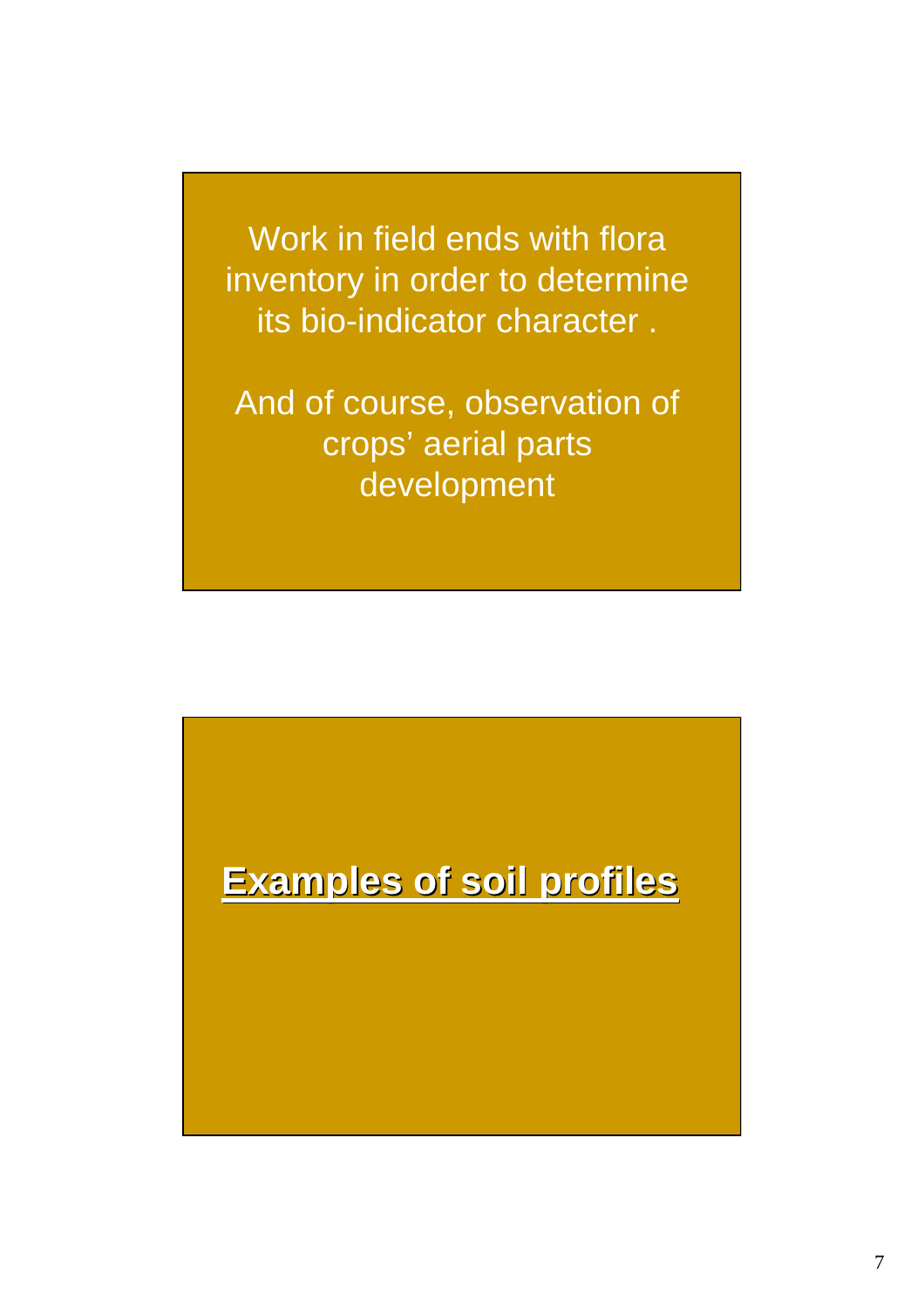Work in field ends with flora inventory in order to determine its bio-indicator character .

And of course, observation of crops’ aerial parts development

## **Examples of soil profiles**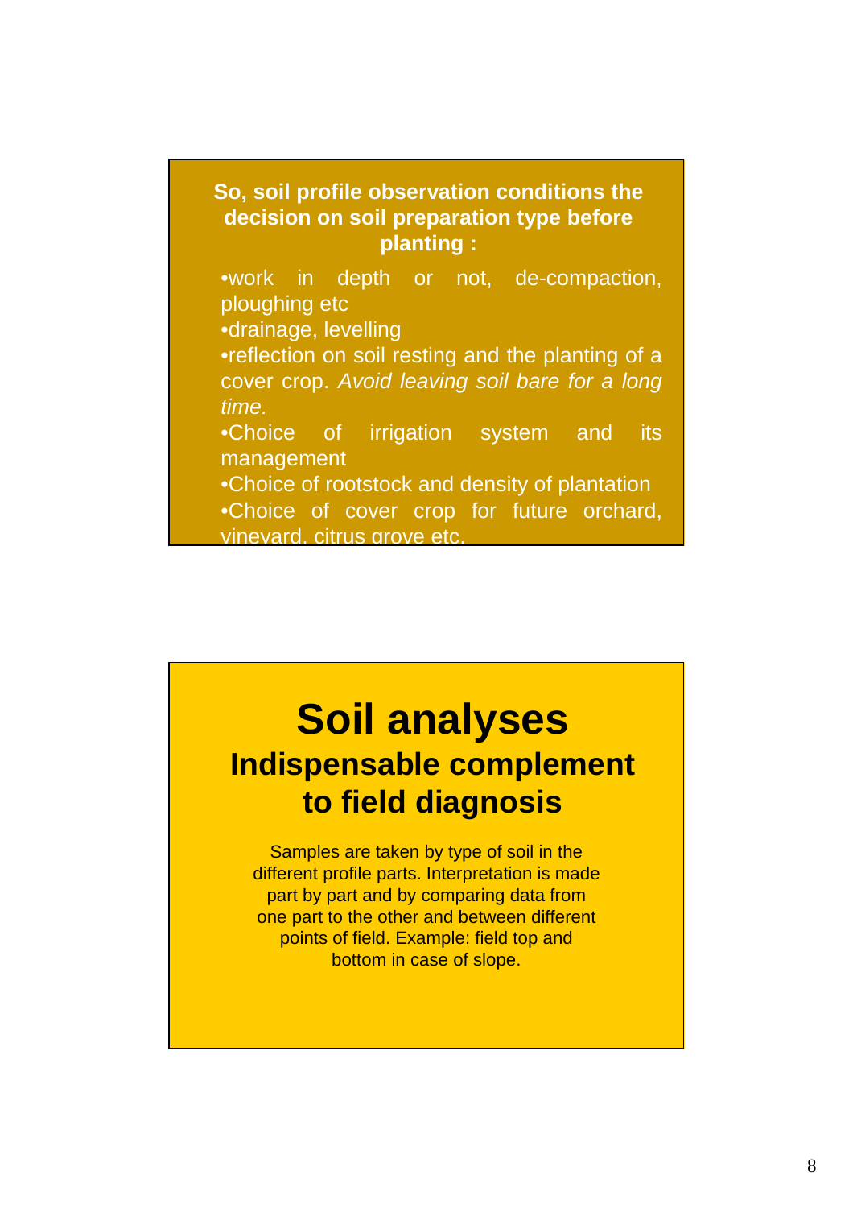**So, soil profile observation conditions the decision on soil preparation type before planting :**

- work in depth or not, de-compaction, ploughing etc
- drainage, levelling
- reflection on soil resting and the planting of a cover crop. *Avoid leaving soil bare for a long time.*
- Choice of irrigation system and its management
- Choice of rootstock and density of plantation
- Choice of cover crop for future orchard, vineyard, citrus grove etc.

# Soil analyses

## Indispensable complement to field diagnosis

Samples are taken by type of soil in the different profile parts. Interpretation is made part by part and by comparing data from one part to the other and between different points of field. Example: field top and bottom in case of slope.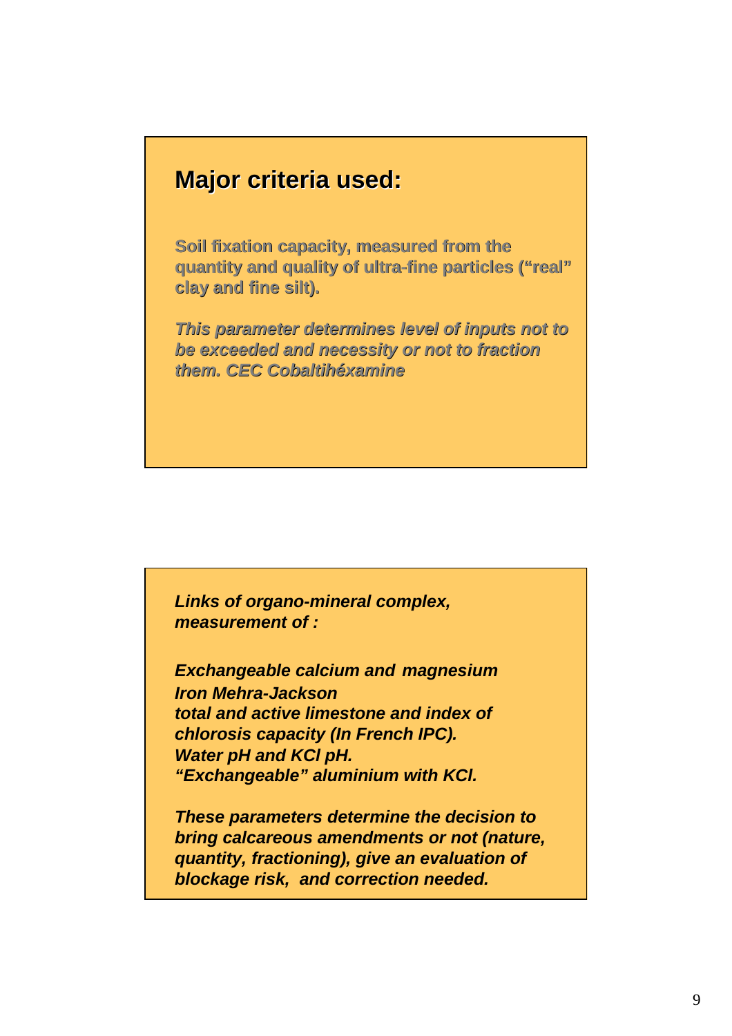## Major criteria used:

**Soil fixation capacity, measured from the quantity and quality of ultra-fine particles ("real" clay and fine silt).**

***This parameter determines level of inputs not to be exceeded and necessity or not to fraction them. CEC Cobaltihéxamine***

***Links of organo-mineral complex, measurement of :***

***Exchangeable calcium and magnesium***
***Iron Mehra-Jackson***
***total and active limestone and index of chlorosis capacity (In French IPC).***
***Water pH and KCl pH.***
***"Exchangeable" aluminium with KCl.***

***These parameters determine the decision to bring calcareous amendments or not (nature, quantity, fractioning), give an evaluation of blockage risk, and correction needed.***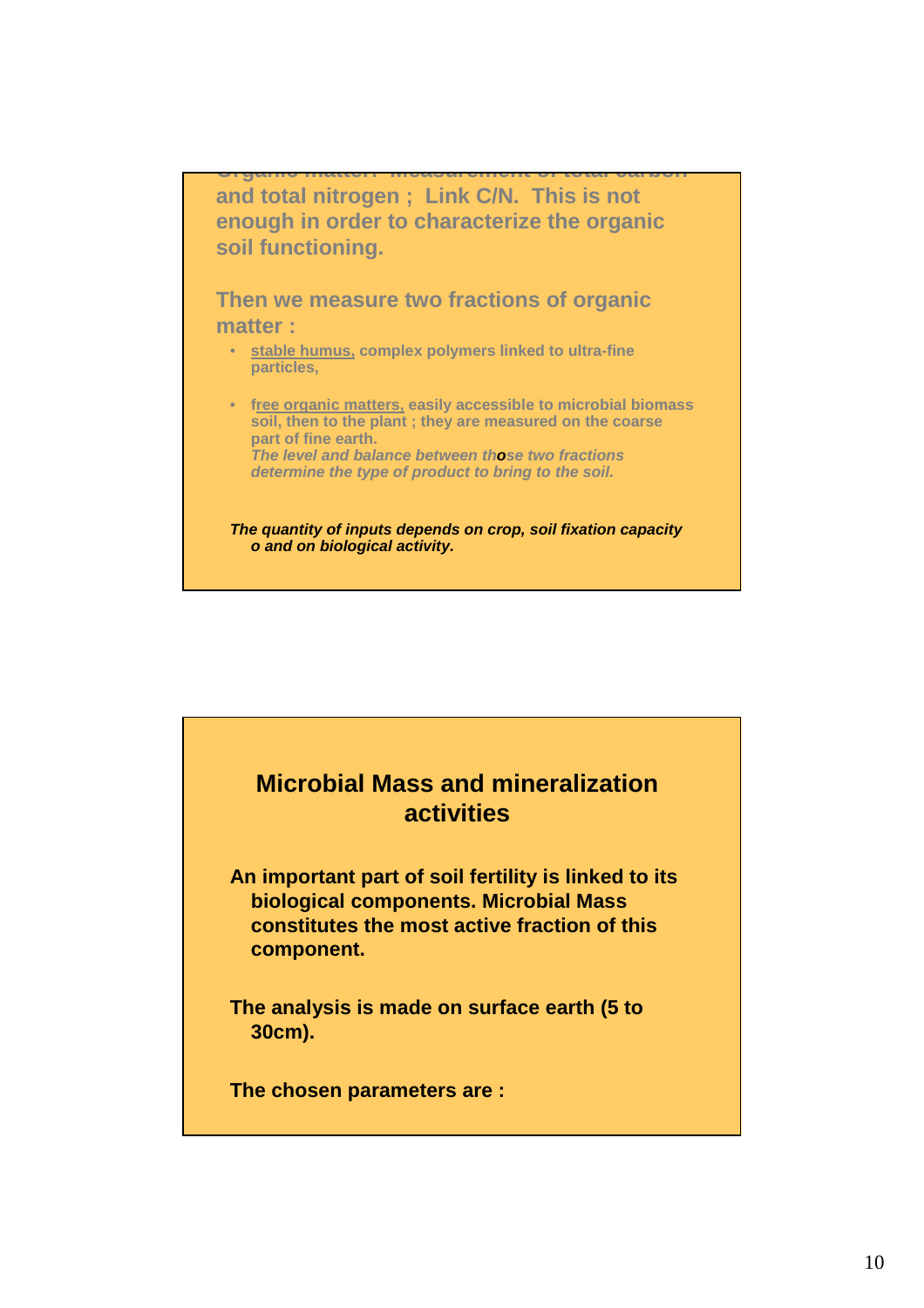and total nitrogen ; Link C/N. This is not enough in order to characterize the organic soil functioning.

Then we measure two fractions of organic matter :

- stable humus, complex polymers linked to ultra-fine particles,
- free organic matters, easily accessible to microbial biomass soil, then to the plant ; they are measured on the coarse part of fine earth.
  *The level and balance between those two fractions determine the type of product to bring to the soil.*

***The quantity of inputs depends on crop, soil fixation capacity o and on biological activity.***

## Microbial Mass and mineralization activities

**An important part of soil fertility is linked to its biological components. Microbial Mass constitutes the most active fraction of this component.**

**The analysis is made on surface earth (5 to 30cm).**

**The chosen parameters are :**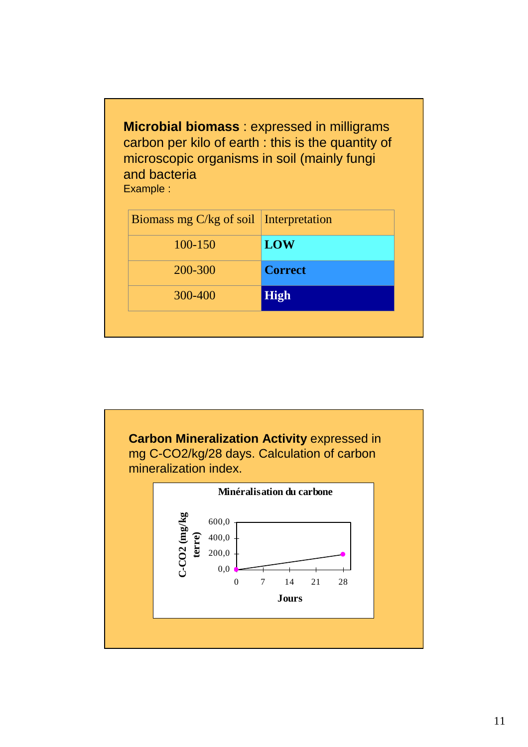**Microbial biomass** : expressed in milligrams carbon per kilo of earth : this is the quantity of microscopic organisms in soil (mainly fungi and bacteria

Example :

| Biomass mg C/kg of soil | Interpretation |
| --- | --- |
| 100-150 | **LOW** |
| 200-300 | **Correct** |
| 300-400 | **High** |

**Carbon Mineralization Activity** expressed in mg C-CO2/kg/28 days. Calculation of carbon mineralization index.

**Minéralisation du carbone**

C-CO2 (mg/kg terre)

600,0
400,0
200,0
0,0

0 7 14 21 28

**Jours**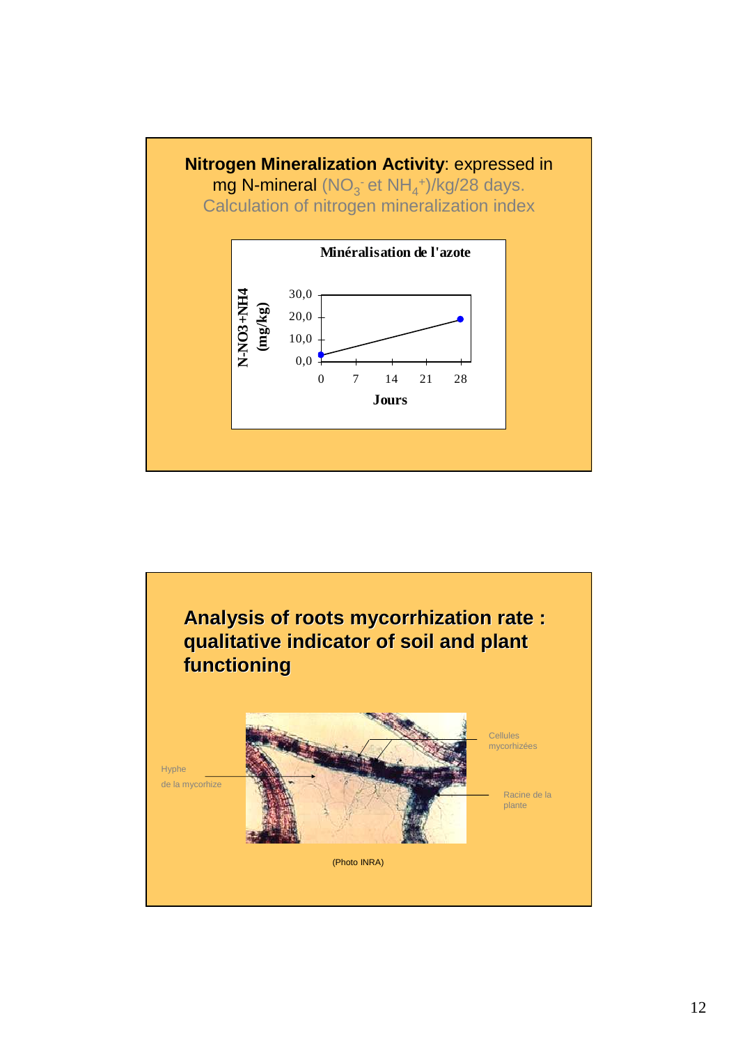**Nitrogen Mineralization Activity**: expressed in mg N-mineral ($NO_3^-$ et $NH_4^+$)/kg/28 days. Calculation of nitrogen mineralization index

Minéralisation de l'azote

N-NO3+NH4 (mg/kg)

30,0
20,0
10,0
0,0

0 7 14 21 28

Jours

## Analysis of roots mycorrhization rate : qualitative indicator of soil and plant functioning

Hyphe de la mycorhize

Cellules mycorhizées

Racine de la plante

(Photo INRA)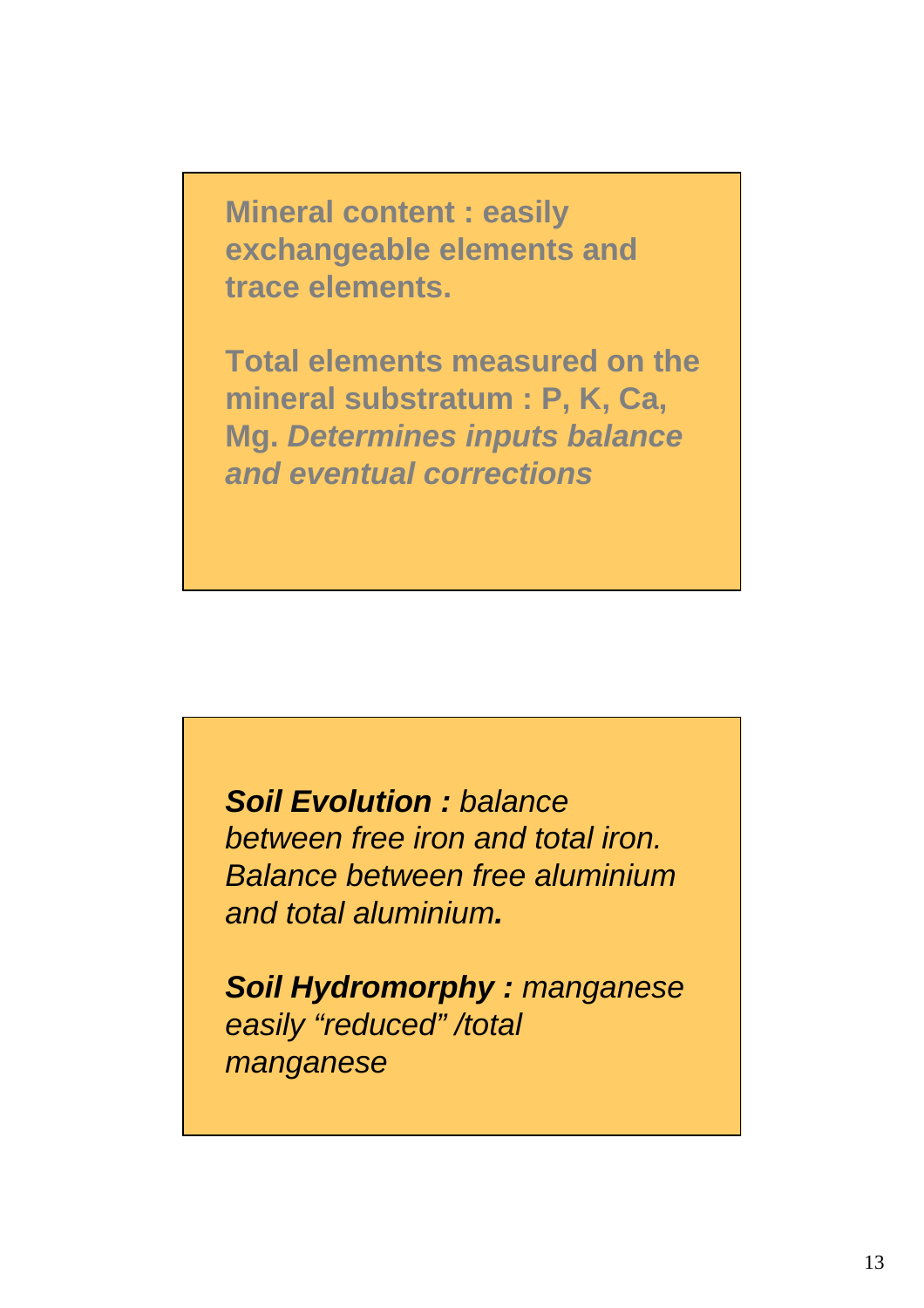**Mineral content : easily exchangeable elements and trace elements.**

**Total elements measured on the mineral substratum : P, K, Ca, Mg.** ***Determines inputs balance and eventual corrections***

***Soil Evolution :*** *balance between free iron and total iron. Balance between free aluminium and total aluminium.*

***Soil Hydromorphy :*** *manganese easily "reduced" /total manganese*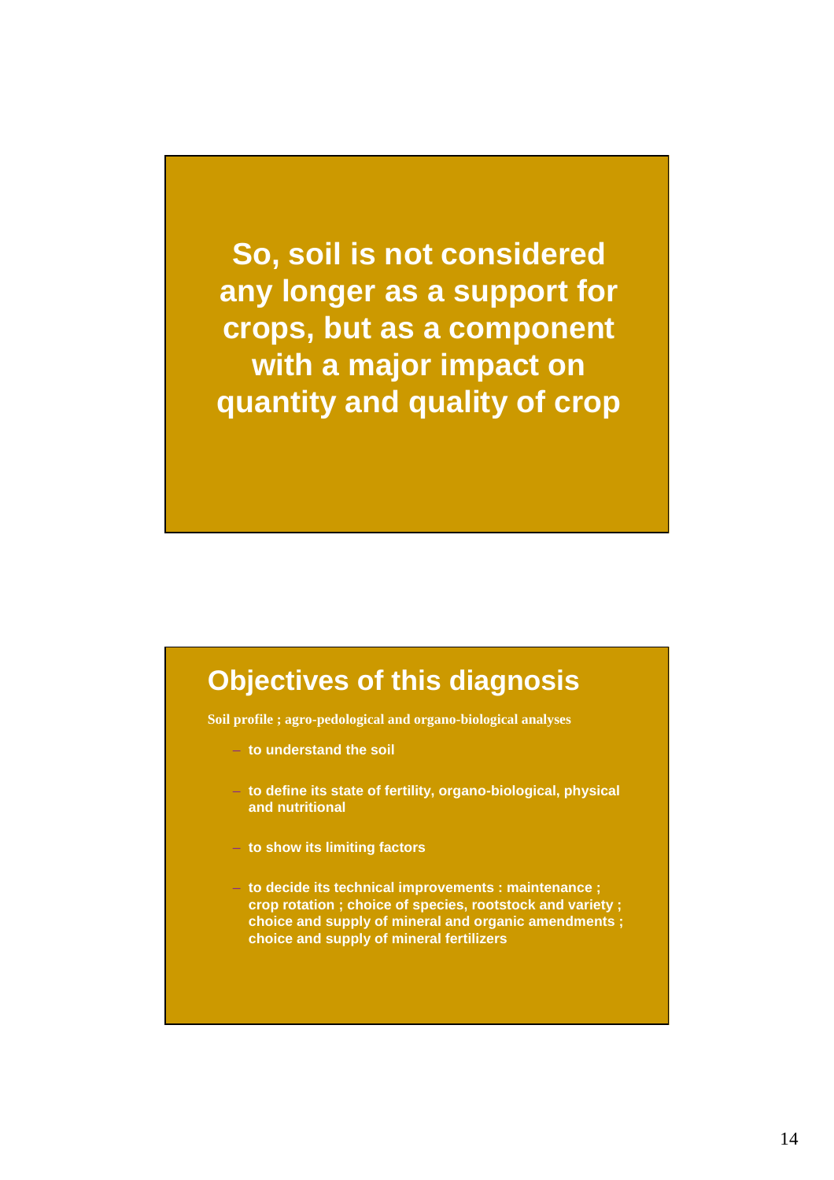**So, soil is not considered any longer as a support for crops, but as a component with a major impact on quantity and quality of crop**

## Objectives of this diagnosis

**Soil profile ; agro-pedological and organo-biological analyses**

- to understand the soil
- to define its state of fertility, organo-biological, physical and nutritional
- to show its limiting factors
- to decide its technical improvements : maintenance ; crop rotation ; choice of species, rootstock and variety ; choice and supply of mineral and organic amendments ; choice and supply of mineral fertilizers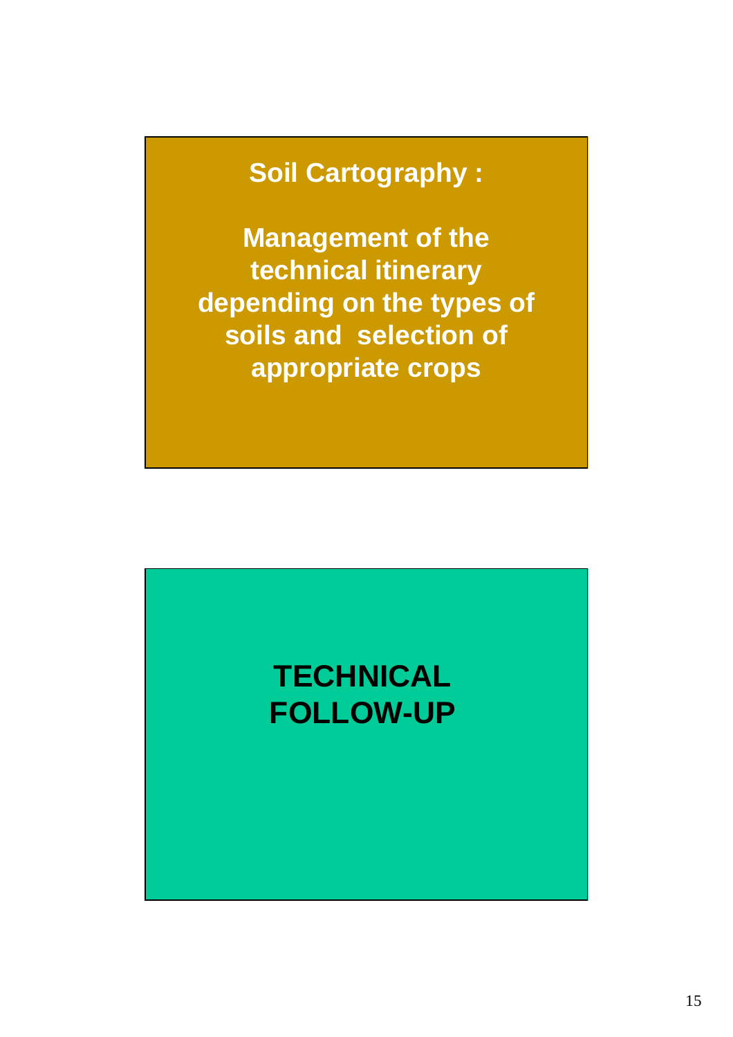## Soil Cartography :

**Management of the technical itinerary depending on the types of soils and selection of appropriate crops**

## TECHNICAL FOLLOW-UP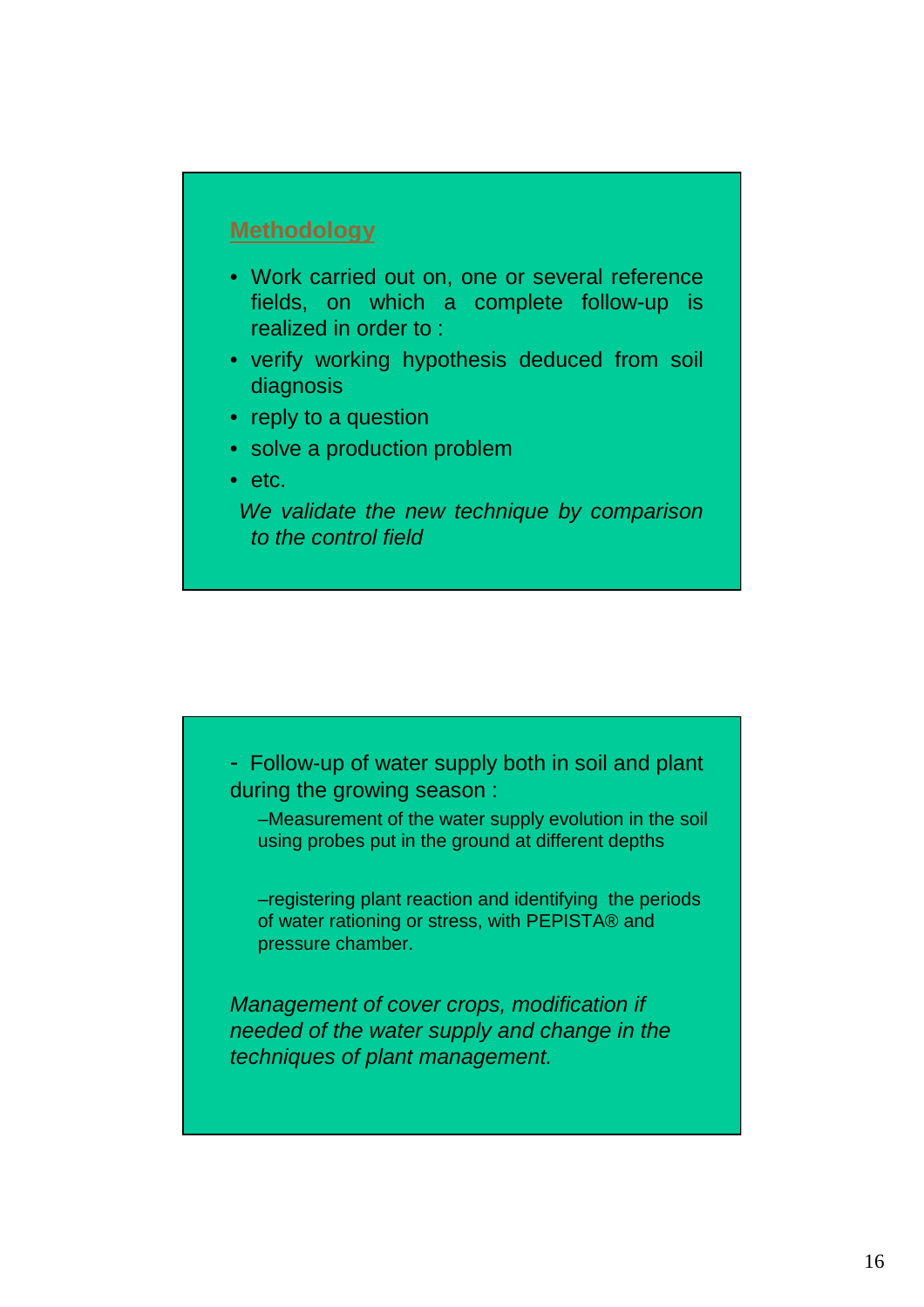## Methodology

- Work carried out on, one or several reference fields, on which a complete follow-up is realized in order to :
- verify working hypothesis deduced from soil diagnosis
- reply to a question
- solve a production problem
- etc.

*We validate the new technique by comparison to the control field*

- Follow-up of water supply both in soil and plant during the growing season :
  - –Measurement of the water supply evolution in the soil using probes put in the ground at different depths
  - –registering plant reaction and identifying the periods of water rationing or stress, with PEPISTA® and pressure chamber.

*Management of cover crops, modification if needed of the water supply and change in the techniques of plant management.*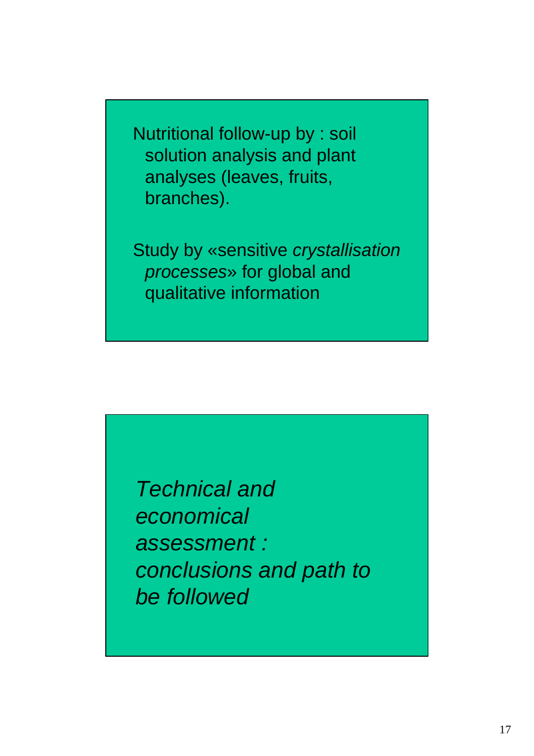Nutritional follow-up by : soil solution analysis and plant analyses (leaves, fruits, branches).

Study by «sensitive *crystallisation processes*» for global and qualitative information

*Technical and economical assessment : conclusions and path to be followed*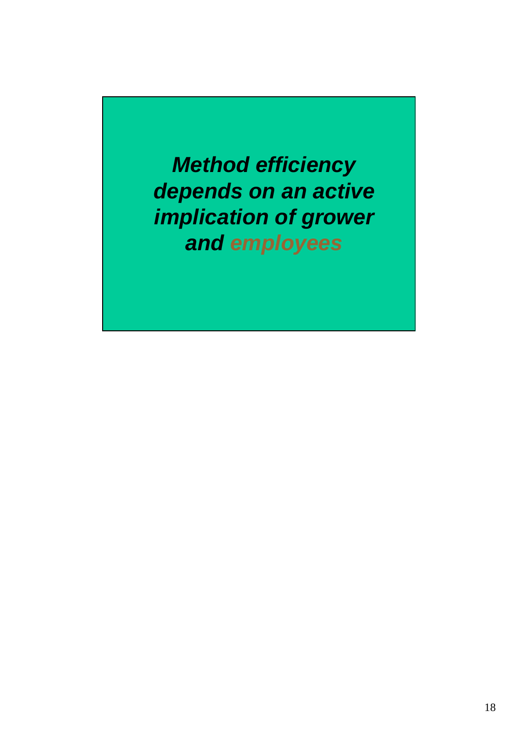***Method efficiency depends on an active implication of grower and employees***